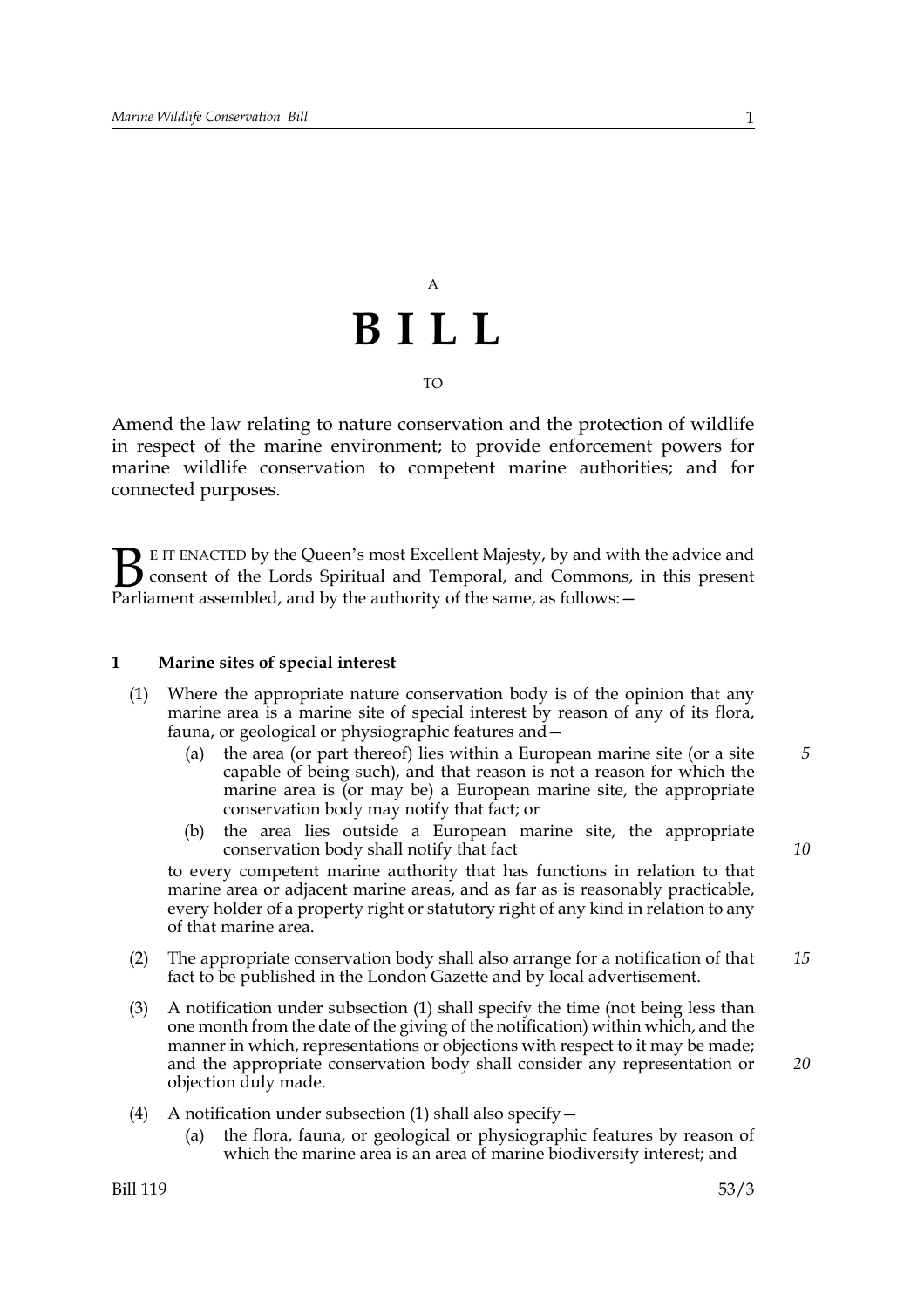A

# BILL

TO

Amend the law relating to nature conservation and the protection of wildlife in respect of the marine environment; to provide enforcement powers for marine wildlife conservation to competent marine authorities; and for connected purposes.

BE IT ENACTED by the Queen's most Excellent Majesty, by and with the advice and consent of the Lords Spiritual and Temporal, and Commons, in this present Parliament assembled, and by the authority of the same, as follows:—

### 1 Marine sites of special interest

(1) Where the appropriate nature conservation body is of the opinion that any marine area is a marine site of special interest by reason of any of its flora, fauna, or geological or physiographic features and—

  (a) the area (or part thereof) lies within a European marine site (or a site capable of being such), and that reason is not a reason for which the marine area is (or may be) a European marine site, the appropriate conservation body may notify that fact; or

  (b) the area lies outside a European marine site, the appropriate conservation body shall notify that fact

to every competent marine authority that has functions in relation to that marine area or adjacent marine areas, and as far as is reasonably practicable, every holder of a property right or statutory right of any kind in relation to any of that marine area.

(2) The appropriate conservation body shall also arrange for a notification of that fact to be published in the London Gazette and by local advertisement.

(3) A notification under subsection (1) shall specify the time (not being less than one month from the date of the giving of the notification) within which, and the manner in which, representations or objections with respect to it may be made; and the appropriate conservation body shall consider any representation or objection duly made.

(4) A notification under subsection (1) shall also specify—

  (a) the flora, fauna, or geological or physiographic features by reason of which the marine area is an area of marine biodiversity interest; and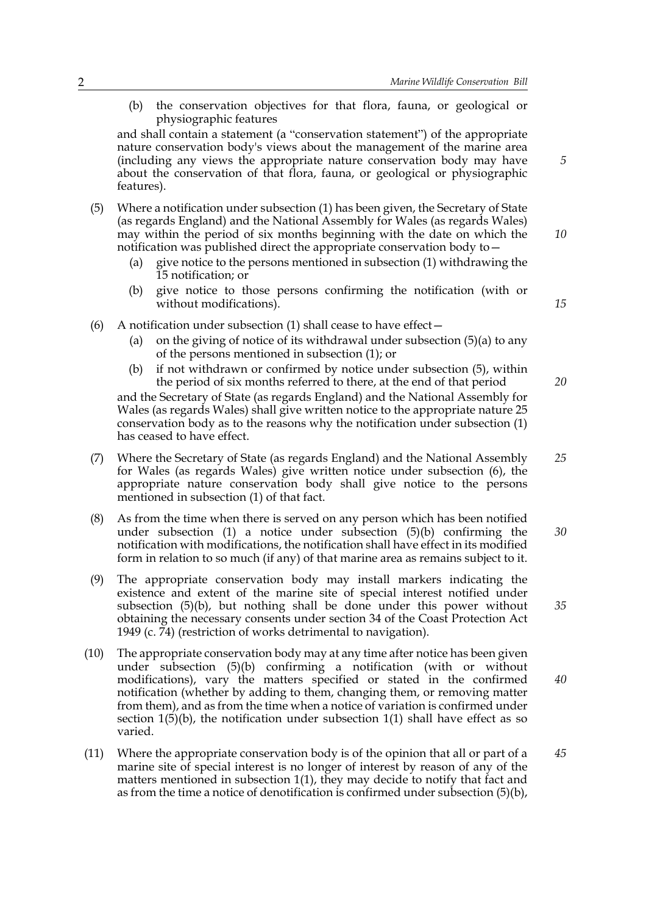(b) the conservation objectives for that flora, fauna, or geological or physiographic features

and shall contain a statement (a "conservation statement") of the appropriate nature conservation body's views about the management of the marine area (including any views the appropriate nature conservation body may have about the conservation of that flora, fauna, or geological or physiographic features).

(5) Where a notification under subsection (1) has been given, the Secretary of State (as regards England) and the National Assembly for Wales (as regards Wales) may within the period of six months beginning with the date on which the notification was published direct the appropriate conservation body to—

(a) give notice to the persons mentioned in subsection (1) withdrawing the 15 notification; or

(b) give notice to those persons confirming the notification (with or without modifications).

(6) A notification under subsection (1) shall cease to have effect—

(a) on the giving of notice of its withdrawal under subsection (5)(a) to any of the persons mentioned in subsection (1); or

(b) if not withdrawn or confirmed by notice under subsection (5), within the period of six months referred to there, at the end of that period

and the Secretary of State (as regards England) and the National Assembly for Wales (as regards Wales) shall give written notice to the appropriate nature 25 conservation body as to the reasons why the notification under subsection (1) has ceased to have effect.

(7) Where the Secretary of State (as regards England) and the National Assembly for Wales (as regards Wales) give written notice under subsection (6), the appropriate nature conservation body shall give notice to the persons mentioned in subsection (1) of that fact.

(8) As from the time when there is served on any person which has been notified under subsection (1) a notice under subsection (5)(b) confirming the notification with modifications, the notification shall have effect in its modified form in relation to so much (if any) of that marine area as remains subject to it.

(9) The appropriate conservation body may install markers indicating the existence and extent of the marine site of special interest notified under subsection (5)(b), but nothing shall be done under this power without obtaining the necessary consents under section 34 of the Coast Protection Act 1949 (c. 74) (restriction of works detrimental to navigation).

(10) The appropriate conservation body may at any time after notice has been given under subsection (5)(b) confirming a notification (with or without modifications), vary the matters specified or stated in the confirmed notification (whether by adding to them, changing them, or removing matter from them), and as from the time when a notice of variation is confirmed under section 1(5)(b), the notification under subsection 1(1) shall have effect as so varied.

(11) Where the appropriate conservation body is of the opinion that all or part of a marine site of special interest is no longer of interest by reason of any of the matters mentioned in subsection 1(1), they may decide to notify that fact and as from the time a notice of denotification is confirmed under subsection (5)(b),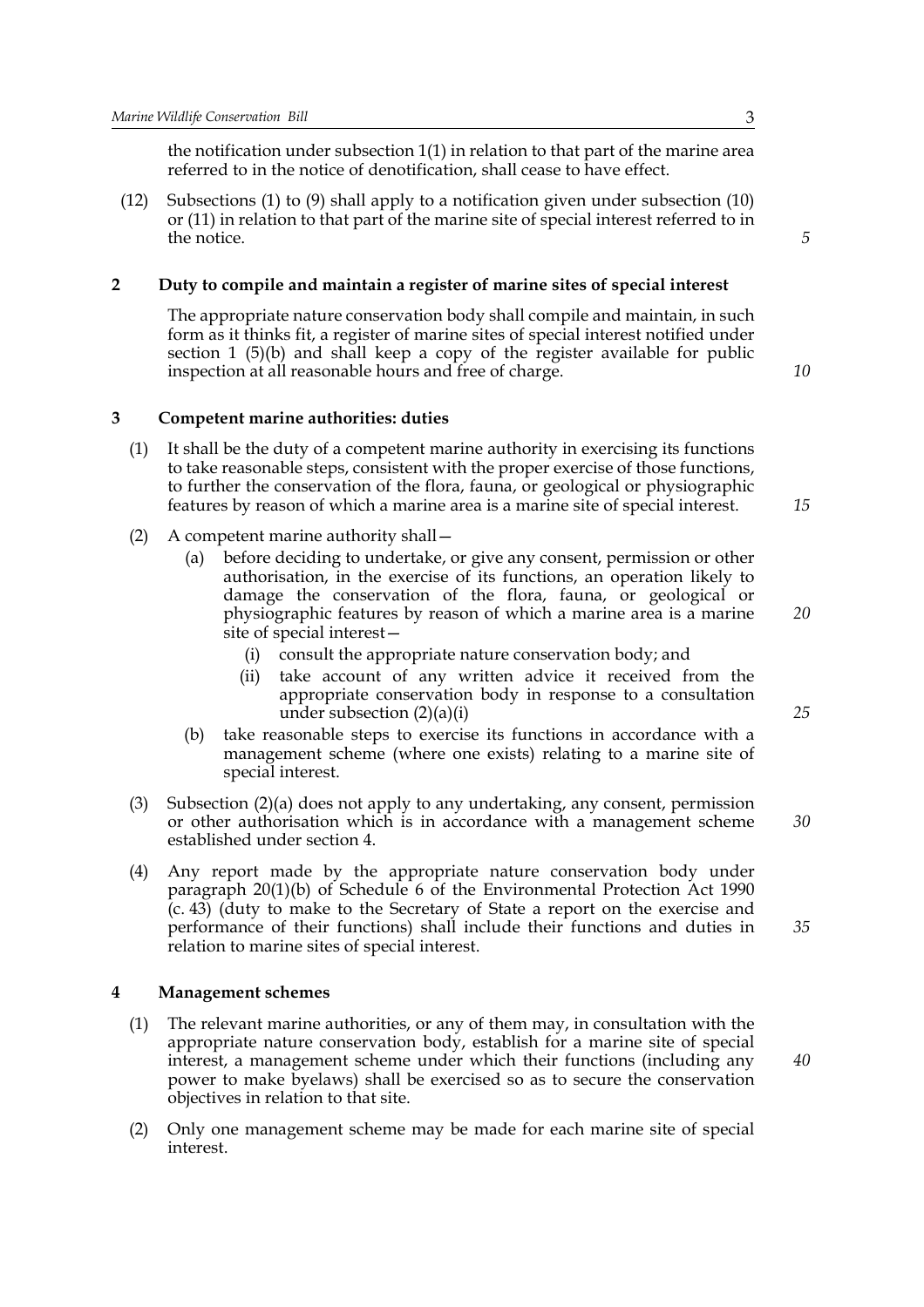the notification under subsection 1(1) in relation to that part of the marine area referred to in the notice of denotification, shall cease to have effect.

(12) Subsections (1) to (9) shall apply to a notification given under subsection (10) or (11) in relation to that part of the marine site of special interest referred to in the notice.

## 2 Duty to compile and maintain a register of marine sites of special interest

The appropriate nature conservation body shall compile and maintain, in such form as it thinks fit, a register of marine sites of special interest notified under section 1 (5)(b) and shall keep a copy of the register available for public inspection at all reasonable hours and free of charge.

## 3 Competent marine authorities: duties

(1) It shall be the duty of a competent marine authority in exercising its functions to take reasonable steps, consistent with the proper exercise of those functions, to further the conservation of the flora, fauna, or geological or physiographic features by reason of which a marine area is a marine site of special interest.

(2) A competent marine authority shall—

- (a) before deciding to undertake, or give any consent, permission or other authorisation, in the exercise of its functions, an operation likely to damage the conservation of the flora, fauna, or geological or physiographic features by reason of which a marine area is a marine site of special interest—
  - (i) consult the appropriate nature conservation body; and
  - (ii) take account of any written advice it received from the appropriate conservation body in response to a consultation under subsection (2)(a)(i)
- (b) take reasonable steps to exercise its functions in accordance with a management scheme (where one exists) relating to a marine site of special interest.

(3) Subsection (2)(a) does not apply to any undertaking, any consent, permission or other authorisation which is in accordance with a management scheme established under section 4.

(4) Any report made by the appropriate nature conservation body under paragraph 20(1)(b) of Schedule 6 of the Environmental Protection Act 1990 (c. 43) (duty to make to the Secretary of State a report on the exercise and performance of their functions) shall include their functions and duties in relation to marine sites of special interest.

## 4 Management schemes

(1) The relevant marine authorities, or any of them may, in consultation with the appropriate nature conservation body, establish for a marine site of special interest, a management scheme under which their functions (including any power to make byelaws) shall be exercised so as to secure the conservation objectives in relation to that site.

(2) Only one management scheme may be made for each marine site of special interest.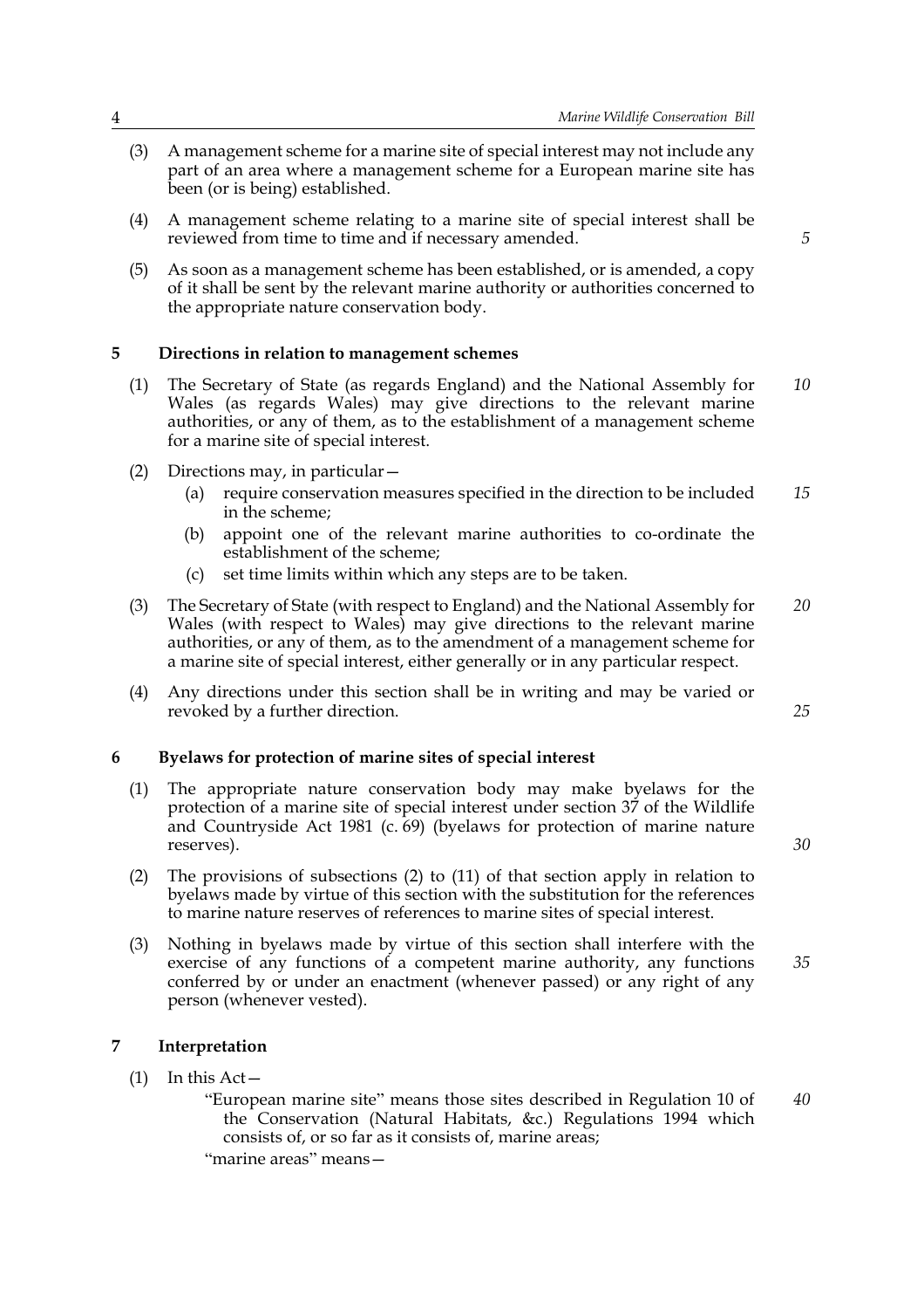(3) A management scheme for a marine site of special interest may not include any part of an area where a management scheme for a European marine site has been (or is being) established.

(4) A management scheme relating to a marine site of special interest shall be reviewed from time to time and if necessary amended.

(5) As soon as a management scheme has been established, or is amended, a copy of it shall be sent by the relevant marine authority or authorities concerned to the appropriate nature conservation body.

## 5 Directions in relation to management schemes

(1) The Secretary of State (as regards England) and the National Assembly for Wales (as regards Wales) may give directions to the relevant marine authorities, or any of them, as to the establishment of a management scheme for a marine site of special interest.

(2) Directions may, in particular—

(a) require conservation measures specified in the direction to be included in the scheme;

(b) appoint one of the relevant marine authorities to co-ordinate the establishment of the scheme;

(c) set time limits within which any steps are to be taken.

(3) The Secretary of State (with respect to England) and the National Assembly for Wales (with respect to Wales) may give directions to the relevant marine authorities, or any of them, as to the amendment of a management scheme for a marine site of special interest, either generally or in any particular respect.

(4) Any directions under this section shall be in writing and may be varied or revoked by a further direction.

## 6 Byelaws for protection of marine sites of special interest

(1) The appropriate nature conservation body may make byelaws for the protection of a marine site of special interest under section 37 of the Wildlife and Countryside Act 1981 (c. 69) (byelaws for protection of marine nature reserves).

(2) The provisions of subsections (2) to (11) of that section apply in relation to byelaws made by virtue of this section with the substitution for the references to marine nature reserves of references to marine sites of special interest.

(3) Nothing in byelaws made by virtue of this section shall interfere with the exercise of any functions of a competent marine authority, any functions conferred by or under an enactment (whenever passed) or any right of any person (whenever vested).

## 7 Interpretation

(1) In this Act—

"European marine site" means those sites described in Regulation 10 of the Conservation (Natural Habitats, &c.) Regulations 1994 which consists of, or so far as it consists of, marine areas;

"marine areas" means—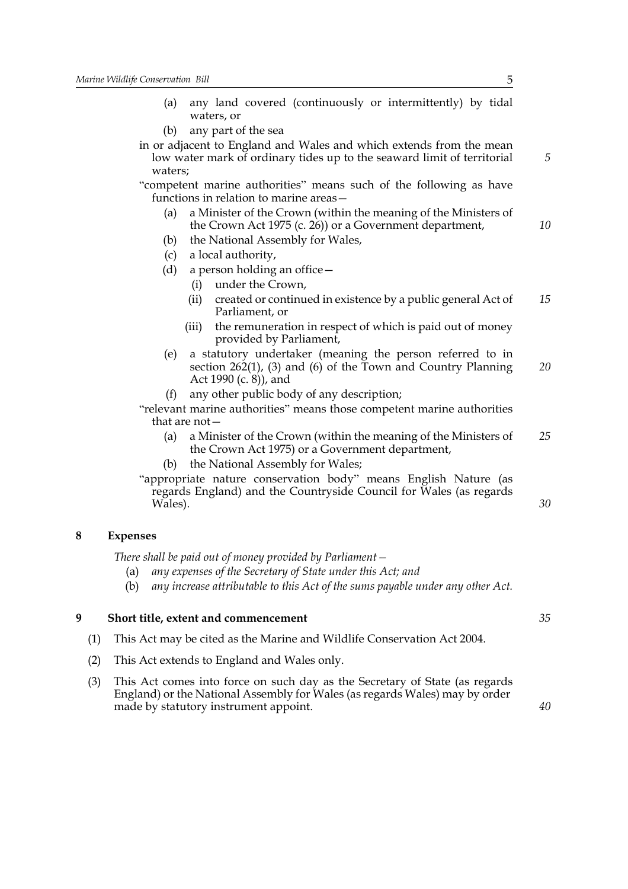(a) any land covered (continuously or intermittently) by tidal waters, or

(b) any part of the sea

in or adjacent to England and Wales and which extends from the mean low water mark of ordinary tides up to the seaward limit of territorial waters;

"competent marine authorities" means such of the following as have functions in relation to marine areas—

(a) a Minister of the Crown (within the meaning of the Ministers of the Crown Act 1975 (c. 26)) or a Government department,

(b) the National Assembly for Wales,

(c) a local authority,

(d) a person holding an office—

  (i) under the Crown,

  (ii) created or continued in existence by a public general Act of Parliament, or

  (iii) the remuneration in respect of which is paid out of money provided by Parliament,

(e) a statutory undertaker (meaning the person referred to in section 262(1), (3) and (6) of the Town and Country Planning Act 1990 (c. 8)), and

(f) any other public body of any description;

"relevant marine authorities" means those competent marine authorities that are not—

(a) a Minister of the Crown (within the meaning of the Ministers of the Crown Act 1975) or a Government department,

(b) the National Assembly for Wales;

"appropriate nature conservation body" means English Nature (as regards England) and the Countryside Council for Wales (as regards Wales).

## 8 Expenses

*There shall be paid out of money provided by Parliament—*

(a) *any expenses of the Secretary of State under this Act; and*

(b) *any increase attributable to this Act of the sums payable under any other Act.*

## 9 Short title, extent and commencement

(1) This Act may be cited as the Marine and Wildlife Conservation Act 2004.

(2) This Act extends to England and Wales only.

(3) This Act comes into force on such day as the Secretary of State (as regards England) or the National Assembly for Wales (as regards Wales) may by order made by statutory instrument appoint.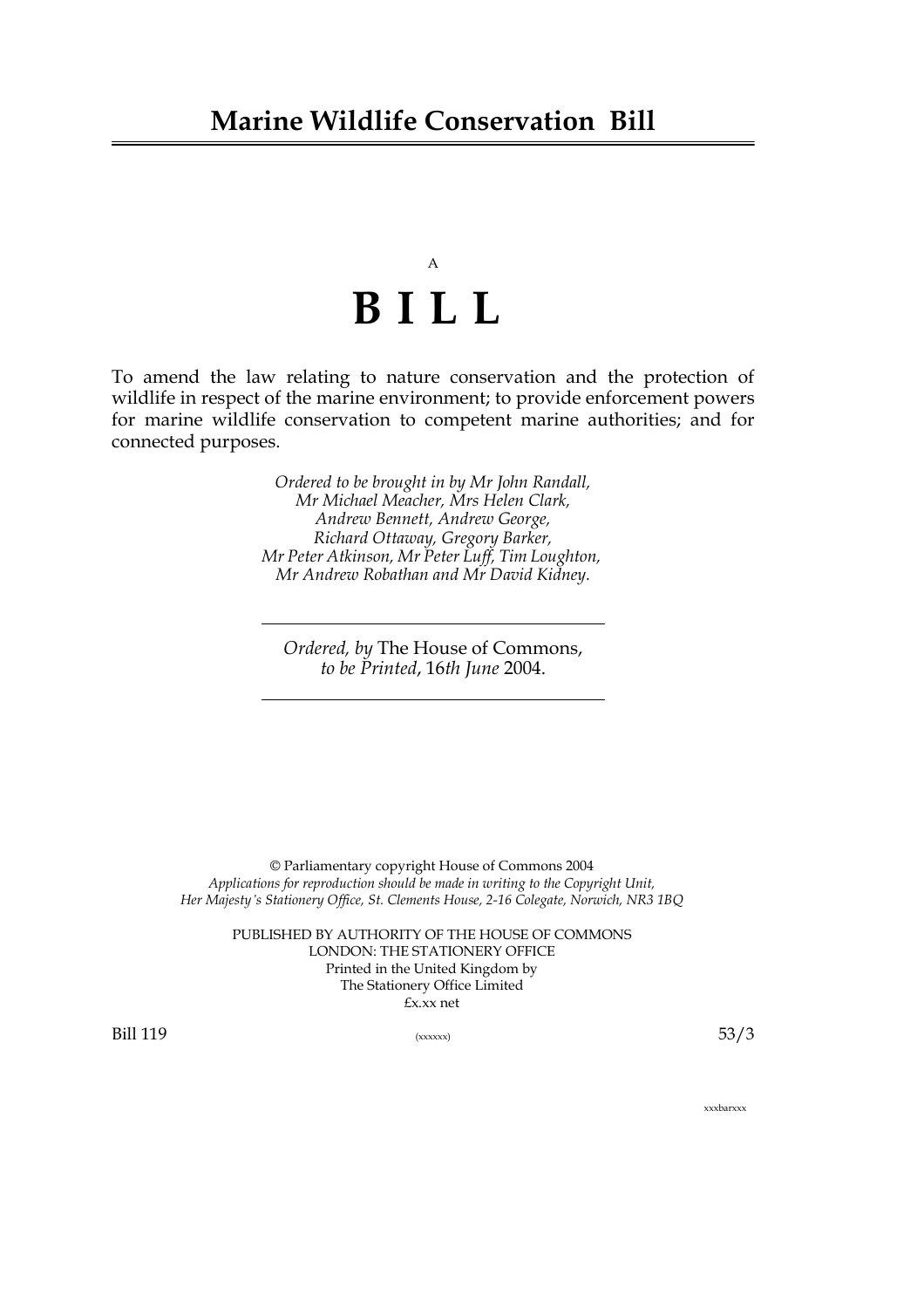# Marine Wildlife Conservation Bill

A

# B I L L

To amend the law relating to nature conservation and the protection of wildlife in respect of the marine environment; to provide enforcement powers for marine wildlife conservation to competent marine authorities; and for connected purposes.

*Ordered to be brought in by Mr John Randall, Mr Michael Meacher, Mrs Helen Clark, Andrew Bennett, Andrew George, Richard Ottaway, Gregory Barker, Mr Peter Atkinson, Mr Peter Luff, Tim Loughton, Mr Andrew Robathan and Mr David Kidney.*

---

*Ordered, by* The House of Commons, *to be Printed*, 16*th June* 2004.

---

© Parliamentary copyright House of Commons 2004
*Applications for reproduction should be made in writing to the Copyright Unit, Her Majesty's Stationery Office, St. Clements House, 2-16 Colegate, Norwich, NR3 1BQ*

PUBLISHED BY AUTHORITY OF THE HOUSE OF COMMONS
LONDON: THE STATIONERY OFFICE
Printed in the United Kingdom by
The Stationery Office Limited
£x.xx net

Bill 119 (xxxxxx) 53/3

xxxbarxxx